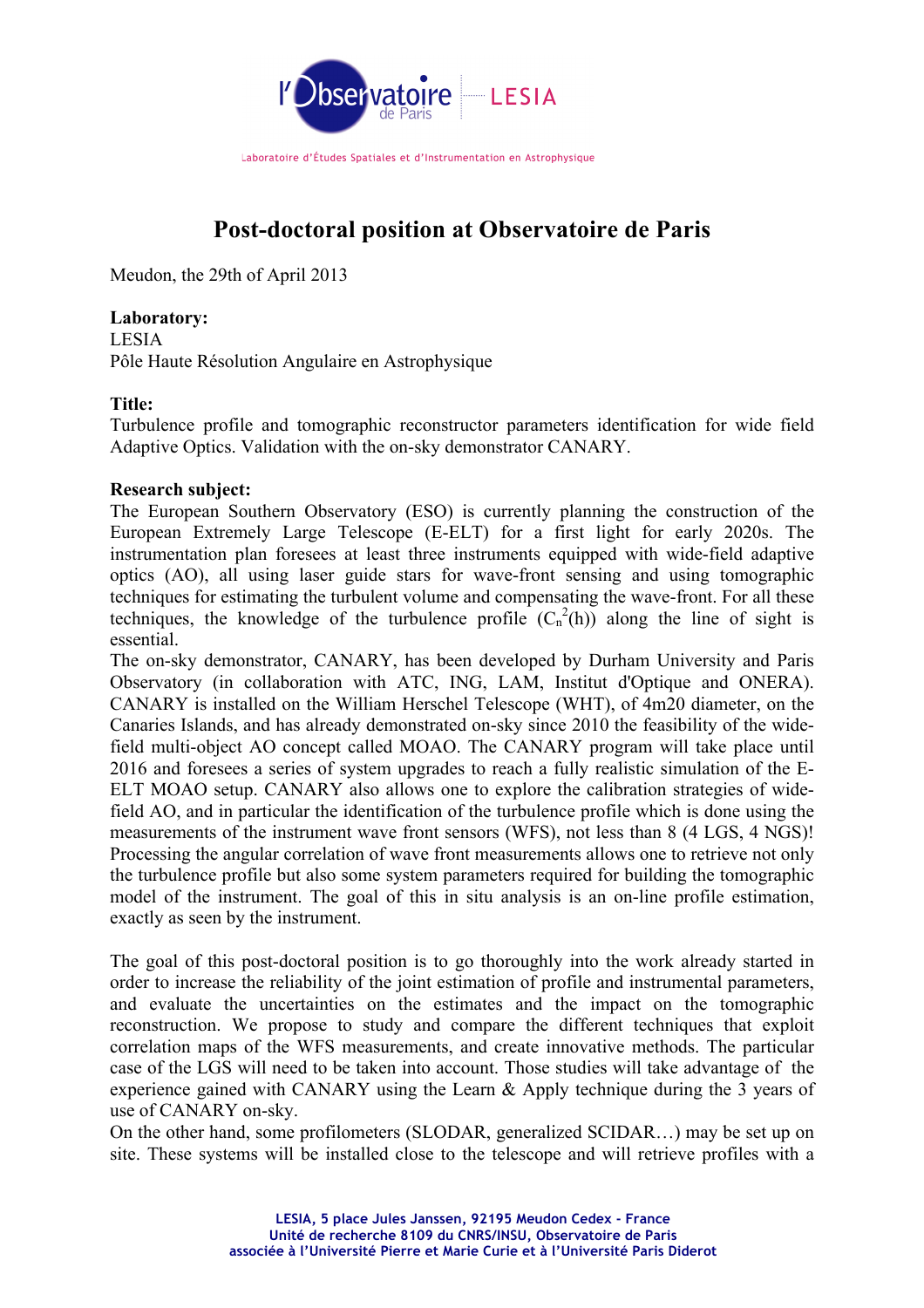l'Observatoire de Paris | LESIA

Laboratoire d'Études Spatiales et d'Instrumentation en Astrophysique

# Post-doctoral position at Observatoire de Paris

Meudon, the 29th of April 2013

**Laboratory:**
LESIA
Pôle Haute Résolution Angulaire en Astrophysique

**Title:**
Turbulence profile and tomographic reconstructor parameters identification for wide field Adaptive Optics. Validation with the on-sky demonstrator CANARY.

**Research subject:**
The European Southern Observatory (ESO) is currently planning the construction of the European Extremely Large Telescope (E-ELT) for a first light for early 2020s. The instrumentation plan foresees at least three instruments equipped with wide-field adaptive optics (AO), all using laser guide stars for wave-front sensing and using tomographic techniques for estimating the turbulent volume and compensating the wave-front. For all these techniques, the knowledge of the turbulence profile ($C_n^2(h)$) along the line of sight is essential.
The on-sky demonstrator, CANARY, has been developed by Durham University and Paris Observatory (in collaboration with ATC, ING, LAM, Institut d'Optique and ONERA). CANARY is installed on the William Herschel Telescope (WHT), of 4m20 diameter, on the Canaries Islands, and has already demonstrated on-sky since 2010 the feasibility of the wide-field multi-object AO concept called MOAO. The CANARY program will take place until 2016 and foresees a series of system upgrades to reach a fully realistic simulation of the E-ELT MOAO setup. CANARY also allows one to explore the calibration strategies of wide-field AO, and in particular the identification of the turbulence profile which is done using the measurements of the instrument wave front sensors (WFS), not less than 8 (4 LGS, 4 NGS)! Processing the angular correlation of wave front measurements allows one to retrieve not only the turbulence profile but also some system parameters required for building the tomographic model of the instrument. The goal of this in situ analysis is an on-line profile estimation, exactly as seen by the instrument.

The goal of this post-doctoral position is to go thoroughly into the work already started in order to increase the reliability of the joint estimation of profile and instrumental parameters, and evaluate the uncertainties on the estimates and the impact on the tomographic reconstruction. We propose to study and compare the different techniques that exploit correlation maps of the WFS measurements, and create innovative methods. The particular case of the LGS will need to be taken into account. Those studies will take advantage of the experience gained with CANARY using the Learn & Apply technique during the 3 years of use of CANARY on-sky.
On the other hand, some profilometers (SLODAR, generalized SCIDAR…) may be set up on site. These systems will be installed close to the telescope and will retrieve profiles with a

LESIA, 5 place Jules Janssen, 92195 Meudon Cedex - France
Unité de recherche 8109 du CNRS/INSU, Observatoire de Paris
associée à l'Université Pierre et Marie Curie et à l'Université Paris Diderot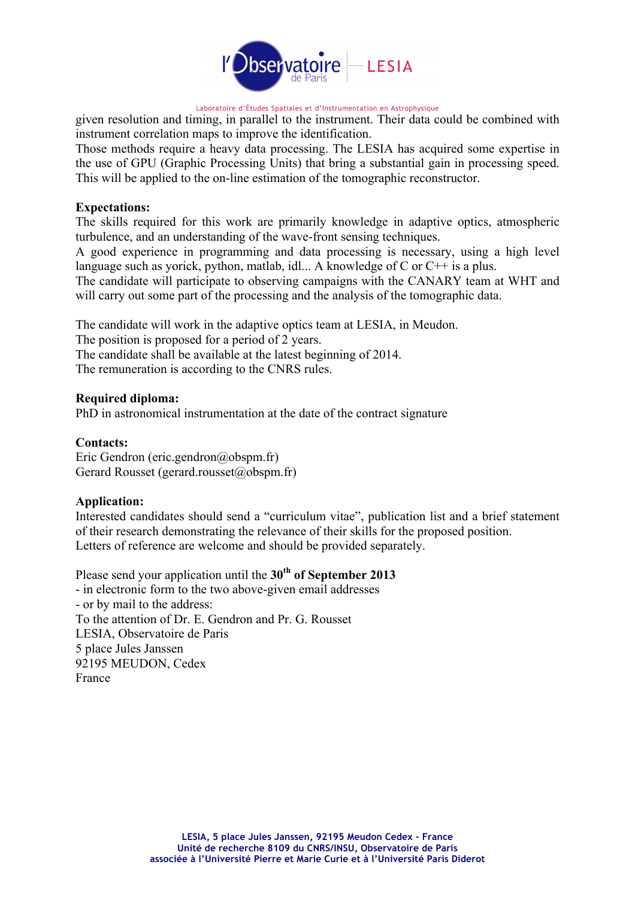given resolution and timing, in parallel to the instrument. Their data could be combined with instrument correlation maps to improve the identification.
Those methods require a heavy data processing. The LESIA has acquired some expertise in the use of GPU (Graphic Processing Units) that bring a substantial gain in processing speed. This will be applied to the on-line estimation of the tomographic reconstructor.

**Expectations:**
The skills required for this work are primarily knowledge in adaptive optics, atmospheric turbulence, and an understanding of the wave-front sensing techniques.
A good experience in programming and data processing is necessary, using a high level language such as yorick, python, matlab, idl... A knowledge of C or C++ is a plus.
The candidate will participate to observing campaigns with the CANARY team at WHT and will carry out some part of the processing and the analysis of the tomographic data.

The candidate will work in the adaptive optics team at LESIA, in Meudon.
The position is proposed for a period of 2 years.
The candidate shall be available at the latest beginning of 2014.
The remuneration is according to the CNRS rules.

**Required diploma:**
PhD in astronomical instrumentation at the date of the contract signature

**Contacts:**
Eric Gendron (eric.gendron@obspm.fr)
Gerard Rousset (gerard.rousset@obspm.fr)

**Application:**
Interested candidates should send a "curriculum vitae", publication list and a brief statement of their research demonstrating the relevance of their skills for the proposed position.
Letters of reference are welcome and should be provided separately.

Please send your application until the **30th of September 2013**
- in electronic form to the two above-given email addresses
- or by mail to the address:

To the attention of Dr. E. Gendron and Pr. G. Rousset
LESIA, Observatoire de Paris
5 place Jules Janssen
92195 MEUDON, Cedex
France